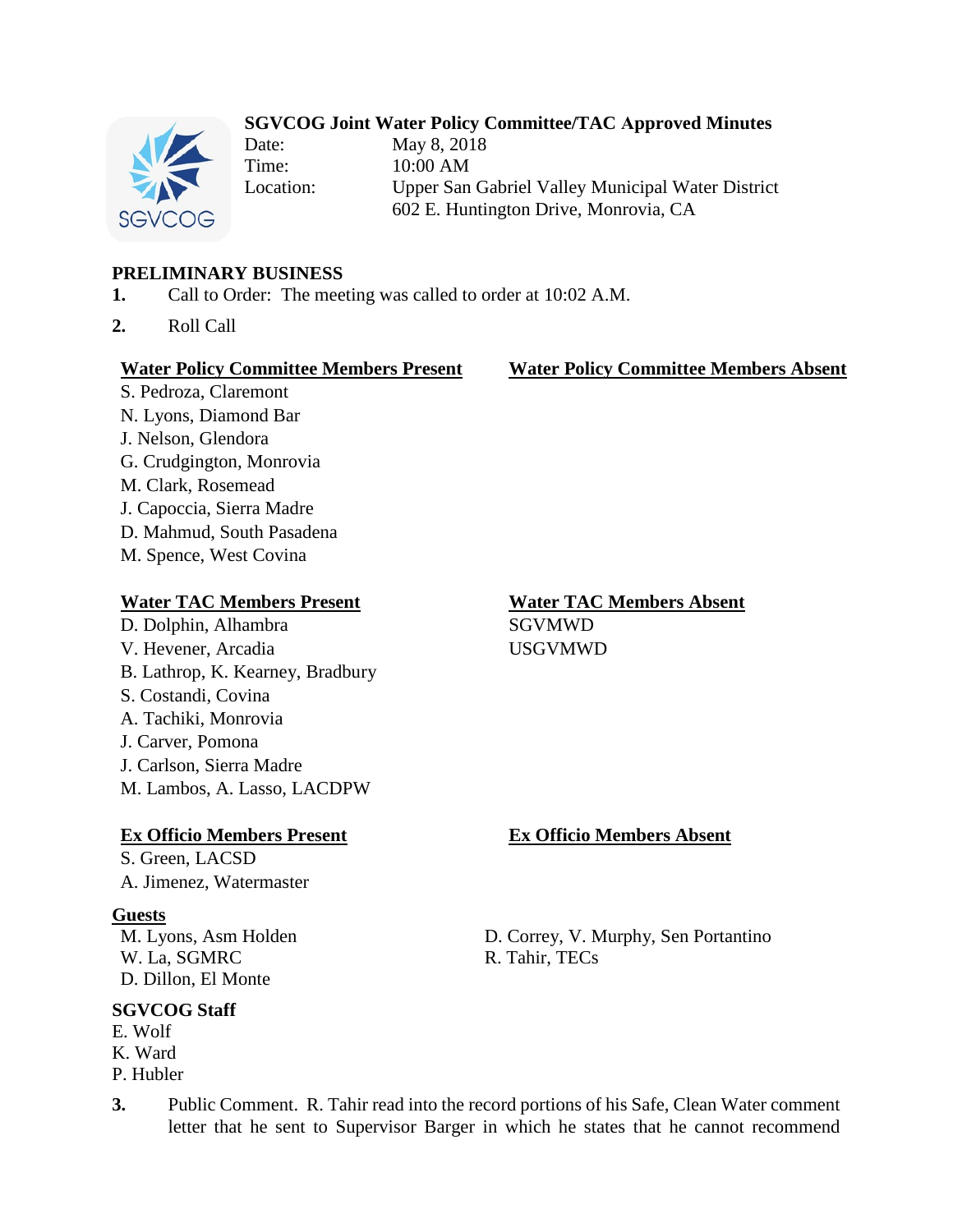## SGVCOG Joint Water Policy Committee/TAC Approved Minutes

Date: May 8, 2018
Time: 10:00 AM
Location: Upper San Gabriel Valley Municipal Water District
602 E. Huntington Drive, Monrovia, CA

### PRELIMINARY BUSINESS

1. Call to Order: The meeting was called to order at 10:02 A.M.
2. Roll Call

| Water Policy Committee Members Present | Water Policy Committee Members Absent |
|---|---|
| S. Pedroza, Claremont | |
| N. Lyons, Diamond Bar | |
| J. Nelson, Glendora | |
| G. Crudgington, Monrovia | |
| M. Clark, Rosemead | |
| J. Capoccia, Sierra Madre | |
| D. Mahmud, South Pasadena | |
| M. Spence, West Covina | |

| Water TAC Members Present | Water TAC Members Absent |
|---|---|
| D. Dolphin, Alhambra | SGVMWD |
| V. Hevener, Arcadia | USGVMWD |
| B. Lathrop, K. Kearney, Bradbury | |
| S. Costandi, Covina | |
| A. Tachiki, Monrovia | |
| J. Carver, Pomona | |
| J. Carlson, Sierra Madre | |
| M. Lambos, A. Lasso, LACDPW | |

| Ex Officio Members Present | Ex Officio Members Absent |
|---|---|
| S. Green, LACSD | |
| A. Jimenez, Watermaster | |

**Guests**

M. Lyons, Asm Holden
W. La, SGMRC
D. Dillon, El Monte
D. Correy, V. Murphy, Sen Portantino
R. Tahir, TECs

**SGVCOG Staff**

E. Wolf
K. Ward
P. Hubler

3. Public Comment. R. Tahir read into the record portions of his Safe, Clean Water comment letter that he sent to Supervisor Barger in which he states that he cannot recommend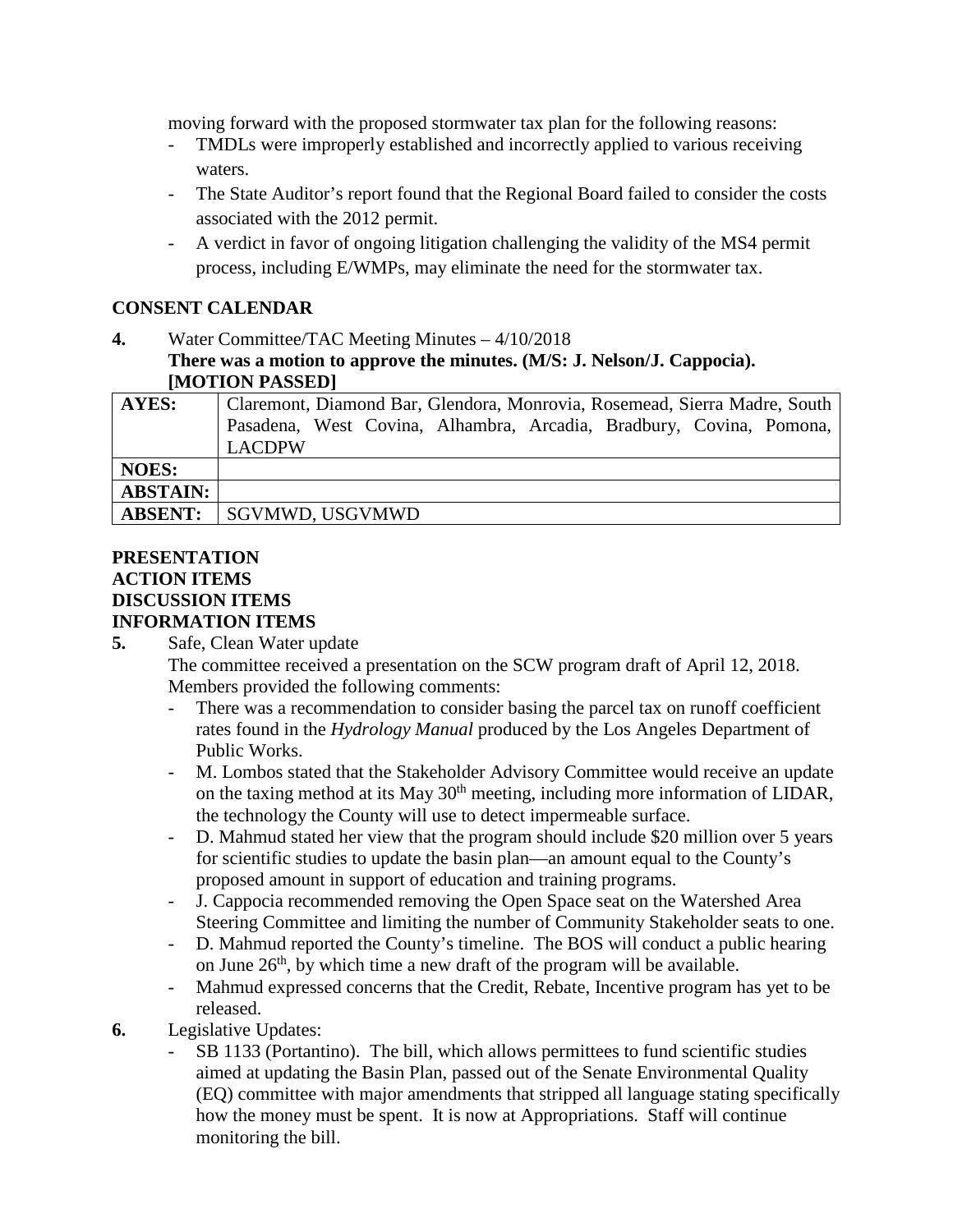moving forward with the proposed stormwater tax plan for the following reasons:

- TMDLs were improperly established and incorrectly applied to various receiving waters.
- The State Auditor's report found that the Regional Board failed to consider the costs associated with the 2012 permit.
- A verdict in favor of ongoing litigation challenging the validity of the MS4 permit process, including E/WMPs, may eliminate the need for the stormwater tax.

**CONSENT CALENDAR**

**4.** Water Committee/TAC Meeting Minutes – 4/10/2018
**There was a motion to approve the minutes. (M/S: J. Nelson/J. Cappocia). [MOTION PASSED]**

| **AYES:** | Claremont, Diamond Bar, Glendora, Monrovia, Rosemead, Sierra Madre, South Pasadena, West Covina, Alhambra, Arcadia, Bradbury, Covina, Pomona, LACDPW |
|---|---|
| **NOES:** | |
| **ABSTAIN:** | |
| **ABSENT:** | SGVMWD, USGVMWD |

**PRESENTATION**
**ACTION ITEMS**
**DISCUSSION ITEMS**
**INFORMATION ITEMS**

**5.** Safe, Clean Water update
The committee received a presentation on the SCW program draft of April 12, 2018. Members provided the following comments:

- There was a recommendation to consider basing the parcel tax on runoff coefficient rates found in the *Hydrology Manual* produced by the Los Angeles Department of Public Works.
- M. Lombos stated that the Stakeholder Advisory Committee would receive an update on the taxing method at its May 30th meeting, including more information of LIDAR, the technology the County will use to detect impermeable surface.
- D. Mahmud stated her view that the program should include $20 million over 5 years for scientific studies to update the basin plan—an amount equal to the County's proposed amount in support of education and training programs.
- J. Cappocia recommended removing the Open Space seat on the Watershed Area Steering Committee and limiting the number of Community Stakeholder seats to one.
- D. Mahmud reported the County's timeline. The BOS will conduct a public hearing on June 26th, by which time a new draft of the program will be available.
- Mahmud expressed concerns that the Credit, Rebate, Incentive program has yet to be released.

**6.** Legislative Updates:

- SB 1133 (Portantino). The bill, which allows permittees to fund scientific studies aimed at updating the Basin Plan, passed out of the Senate Environmental Quality (EQ) committee with major amendments that stripped all language stating specifically how the money must be spent. It is now at Appropriations. Staff will continue monitoring the bill.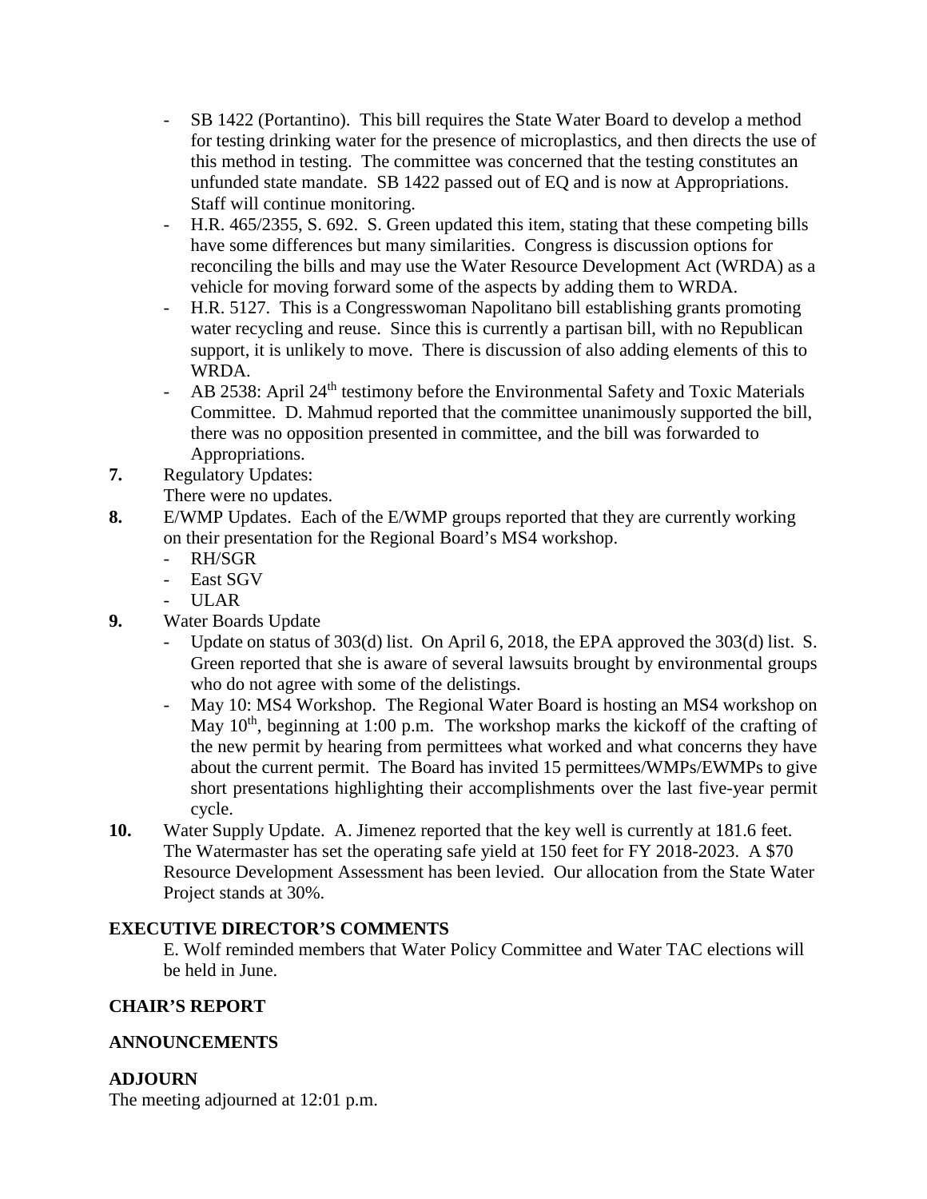- SB 1422 (Portantino). This bill requires the State Water Board to develop a method for testing drinking water for the presence of microplastics, and then directs the use of this method in testing. The committee was concerned that the testing constitutes an unfunded state mandate. SB 1422 passed out of EQ and is now at Appropriations. Staff will continue monitoring.
- H.R. 465/2355, S. 692. S. Green updated this item, stating that these competing bills have some differences but many similarities. Congress is discussion options for reconciling the bills and may use the Water Resource Development Act (WRDA) as a vehicle for moving forward some of the aspects by adding them to WRDA.
- H.R. 5127. This is a Congresswoman Napolitano bill establishing grants promoting water recycling and reuse. Since this is currently a partisan bill, with no Republican support, it is unlikely to move. There is discussion of also adding elements of this to WRDA.
- AB 2538: April 24th testimony before the Environmental Safety and Toxic Materials Committee. D. Mahmud reported that the committee unanimously supported the bill, there was no opposition presented in committee, and the bill was forwarded to Appropriations.

**7.** Regulatory Updates:
There were no updates.

**8.** E/WMP Updates. Each of the E/WMP groups reported that they are currently working on their presentation for the Regional Board's MS4 workshop.
- RH/SGR
- East SGV
- ULAR

**9.** Water Boards Update
- Update on status of 303(d) list. On April 6, 2018, the EPA approved the 303(d) list. S. Green reported that she is aware of several lawsuits brought by environmental groups who do not agree with some of the delistings.
- May 10: MS4 Workshop. The Regional Water Board is hosting an MS4 workshop on May 10th, beginning at 1:00 p.m. The workshop marks the kickoff of the crafting of the new permit by hearing from permittees what worked and what concerns they have about the current permit. The Board has invited 15 permittees/WMPs/EWMPs to give short presentations highlighting their accomplishments over the last five-year permit cycle.

**10.** Water Supply Update. A. Jimenez reported that the key well is currently at 181.6 feet. The Watermaster has set the operating safe yield at 150 feet for FY 2018-2023. A $70 Resource Development Assessment has been levied. Our allocation from the State Water Project stands at 30%.

## EXECUTIVE DIRECTOR'S COMMENTS

E. Wolf reminded members that Water Policy Committee and Water TAC elections will be held in June.

## CHAIR'S REPORT

## ANNOUNCEMENTS

## ADJOURN

The meeting adjourned at 12:01 p.m.